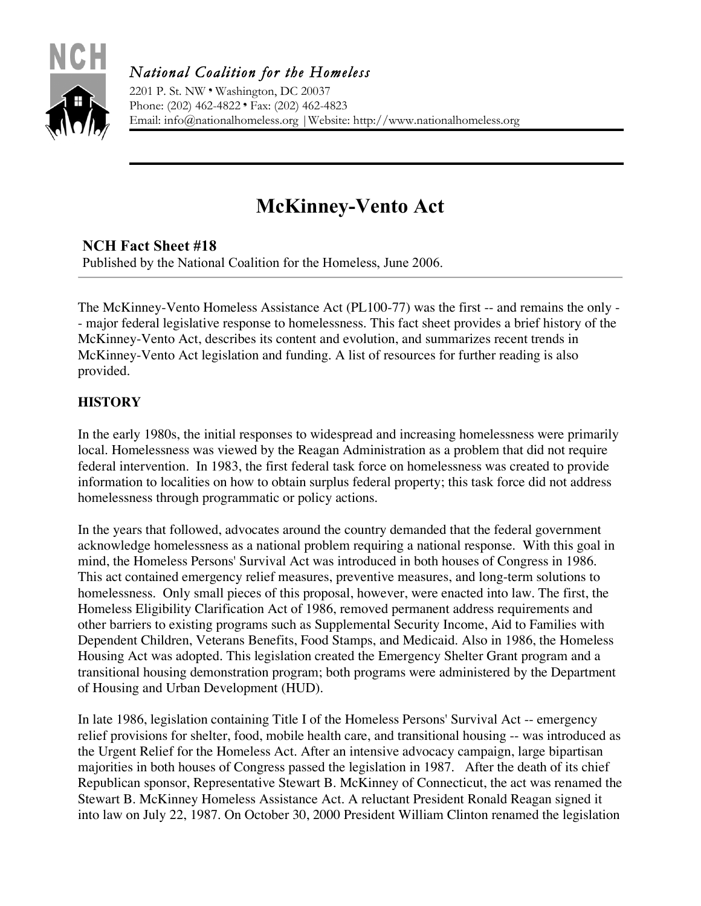# National Coalition for the Homeless

2201 P. St. NW • Washington, DC 20037
Phone: (202) 462-4822 • Fax: (202) 462-4823
Email: info@nationalhomeless.org |Website: http://www.nationalhomeless.org

---

# McKinney-Vento Act

### NCH Fact Sheet #18

Published by the National Coalition for the Homeless, June 2006.

The McKinney-Vento Homeless Assistance Act (PL100-77) was the first -- and remains the only -- major federal legislative response to homelessness. This fact sheet provides a brief history of the McKinney-Vento Act, describes its content and evolution, and summarizes recent trends in McKinney-Vento Act legislation and funding. A list of resources for further reading is also provided.

## HISTORY

In the early 1980s, the initial responses to widespread and increasing homelessness were primarily local. Homelessness was viewed by the Reagan Administration as a problem that did not require federal intervention. In 1983, the first federal task force on homelessness was created to provide information to localities on how to obtain surplus federal property; this task force did not address homelessness through programmatic or policy actions.

In the years that followed, advocates around the country demanded that the federal government acknowledge homelessness as a national problem requiring a national response. With this goal in mind, the Homeless Persons' Survival Act was introduced in both houses of Congress in 1986. This act contained emergency relief measures, preventive measures, and long-term solutions to homelessness. Only small pieces of this proposal, however, were enacted into law. The first, the Homeless Eligibility Clarification Act of 1986, removed permanent address requirements and other barriers to existing programs such as Supplemental Security Income, Aid to Families with Dependent Children, Veterans Benefits, Food Stamps, and Medicaid. Also in 1986, the Homeless Housing Act was adopted. This legislation created the Emergency Shelter Grant program and a transitional housing demonstration program; both programs were administered by the Department of Housing and Urban Development (HUD).

In late 1986, legislation containing Title I of the Homeless Persons' Survival Act -- emergency relief provisions for shelter, food, mobile health care, and transitional housing -- was introduced as the Urgent Relief for the Homeless Act. After an intensive advocacy campaign, large bipartisan majorities in both houses of Congress passed the legislation in 1987. After the death of its chief Republican sponsor, Representative Stewart B. McKinney of Connecticut, the act was renamed the Stewart B. McKinney Homeless Assistance Act. A reluctant President Ronald Reagan signed it into law on July 22, 1987. On October 30, 2000 President William Clinton renamed the legislation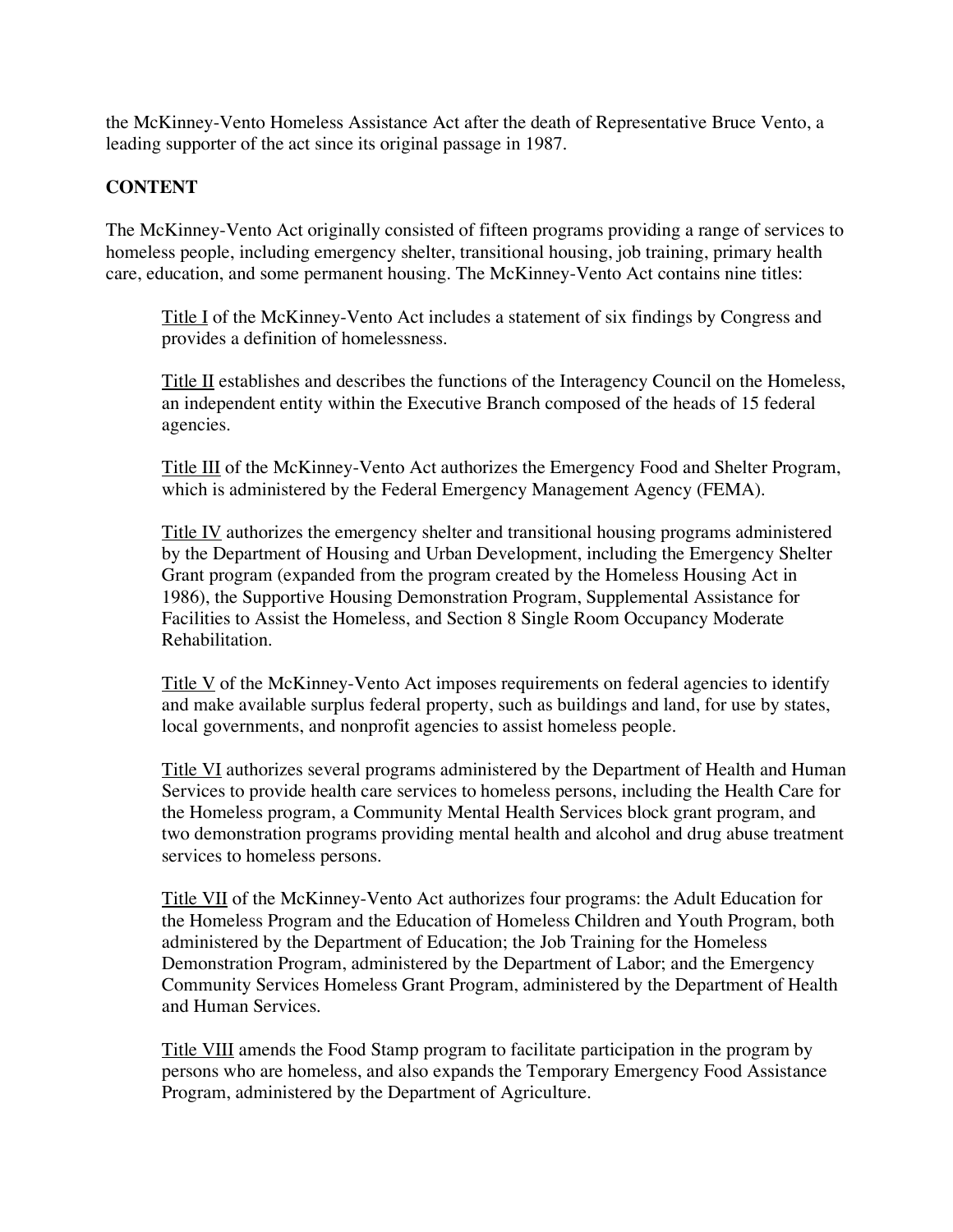the McKinney-Vento Homeless Assistance Act after the death of Representative Bruce Vento, a leading supporter of the act since its original passage in 1987.

**CONTENT**

The McKinney-Vento Act originally consisted of fifteen programs providing a range of services to homeless people, including emergency shelter, transitional housing, job training, primary health care, education, and some permanent housing. The McKinney-Vento Act contains nine titles:

> Title I of the McKinney-Vento Act includes a statement of six findings by Congress and provides a definition of homelessness.
>
> Title II establishes and describes the functions of the Interagency Council on the Homeless, an independent entity within the Executive Branch composed of the heads of 15 federal agencies.
>
> Title III of the McKinney-Vento Act authorizes the Emergency Food and Shelter Program, which is administered by the Federal Emergency Management Agency (FEMA).
>
> Title IV authorizes the emergency shelter and transitional housing programs administered by the Department of Housing and Urban Development, including the Emergency Shelter Grant program (expanded from the program created by the Homeless Housing Act in 1986), the Supportive Housing Demonstration Program, Supplemental Assistance for Facilities to Assist the Homeless, and Section 8 Single Room Occupancy Moderate Rehabilitation.
>
> Title V of the McKinney-Vento Act imposes requirements on federal agencies to identify and make available surplus federal property, such as buildings and land, for use by states, local governments, and nonprofit agencies to assist homeless people.
>
> Title VI authorizes several programs administered by the Department of Health and Human Services to provide health care services to homeless persons, including the Health Care for the Homeless program, a Community Mental Health Services block grant program, and two demonstration programs providing mental health and alcohol and drug abuse treatment services to homeless persons.
>
> Title VII of the McKinney-Vento Act authorizes four programs: the Adult Education for the Homeless Program and the Education of Homeless Children and Youth Program, both administered by the Department of Education; the Job Training for the Homeless Demonstration Program, administered by the Department of Labor; and the Emergency Community Services Homeless Grant Program, administered by the Department of Health and Human Services.
>
> Title VIII amends the Food Stamp program to facilitate participation in the program by persons who are homeless, and also expands the Temporary Emergency Food Assistance Program, administered by the Department of Agriculture.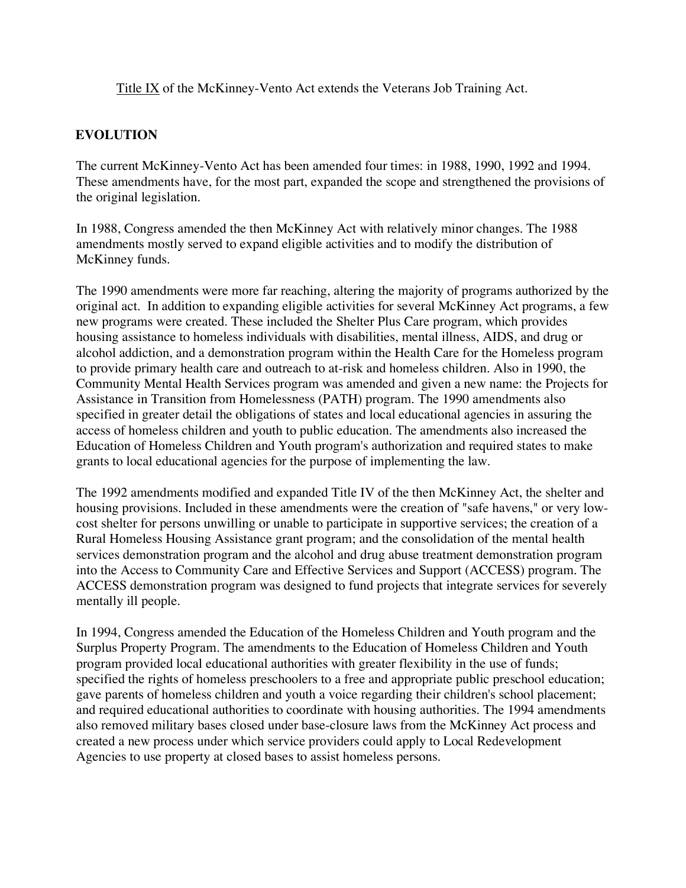Title IX of the McKinney-Vento Act extends the Veterans Job Training Act.

## EVOLUTION

The current McKinney-Vento Act has been amended four times: in 1988, 1990, 1992 and 1994. These amendments have, for the most part, expanded the scope and strengthened the provisions of the original legislation.

In 1988, Congress amended the then McKinney Act with relatively minor changes. The 1988 amendments mostly served to expand eligible activities and to modify the distribution of McKinney funds.

The 1990 amendments were more far reaching, altering the majority of programs authorized by the original act. In addition to expanding eligible activities for several McKinney Act programs, a few new programs were created. These included the Shelter Plus Care program, which provides housing assistance to homeless individuals with disabilities, mental illness, AIDS, and drug or alcohol addiction, and a demonstration program within the Health Care for the Homeless program to provide primary health care and outreach to at-risk and homeless children. Also in 1990, the Community Mental Health Services program was amended and given a new name: the Projects for Assistance in Transition from Homelessness (PATH) program. The 1990 amendments also specified in greater detail the obligations of states and local educational agencies in assuring the access of homeless children and youth to public education. The amendments also increased the Education of Homeless Children and Youth program's authorization and required states to make grants to local educational agencies for the purpose of implementing the law.

The 1992 amendments modified and expanded Title IV of the then McKinney Act, the shelter and housing provisions. Included in these amendments were the creation of "safe havens," or very low-cost shelter for persons unwilling or unable to participate in supportive services; the creation of a Rural Homeless Housing Assistance grant program; and the consolidation of the mental health services demonstration program and the alcohol and drug abuse treatment demonstration program into the Access to Community Care and Effective Services and Support (ACCESS) program. The ACCESS demonstration program was designed to fund projects that integrate services for severely mentally ill people.

In 1994, Congress amended the Education of the Homeless Children and Youth program and the Surplus Property Program. The amendments to the Education of Homeless Children and Youth program provided local educational authorities with greater flexibility in the use of funds; specified the rights of homeless preschoolers to a free and appropriate public preschool education; gave parents of homeless children and youth a voice regarding their children's school placement; and required educational authorities to coordinate with housing authorities. The 1994 amendments also removed military bases closed under base-closure laws from the McKinney Act process and created a new process under which service providers could apply to Local Redevelopment Agencies to use property at closed bases to assist homeless persons.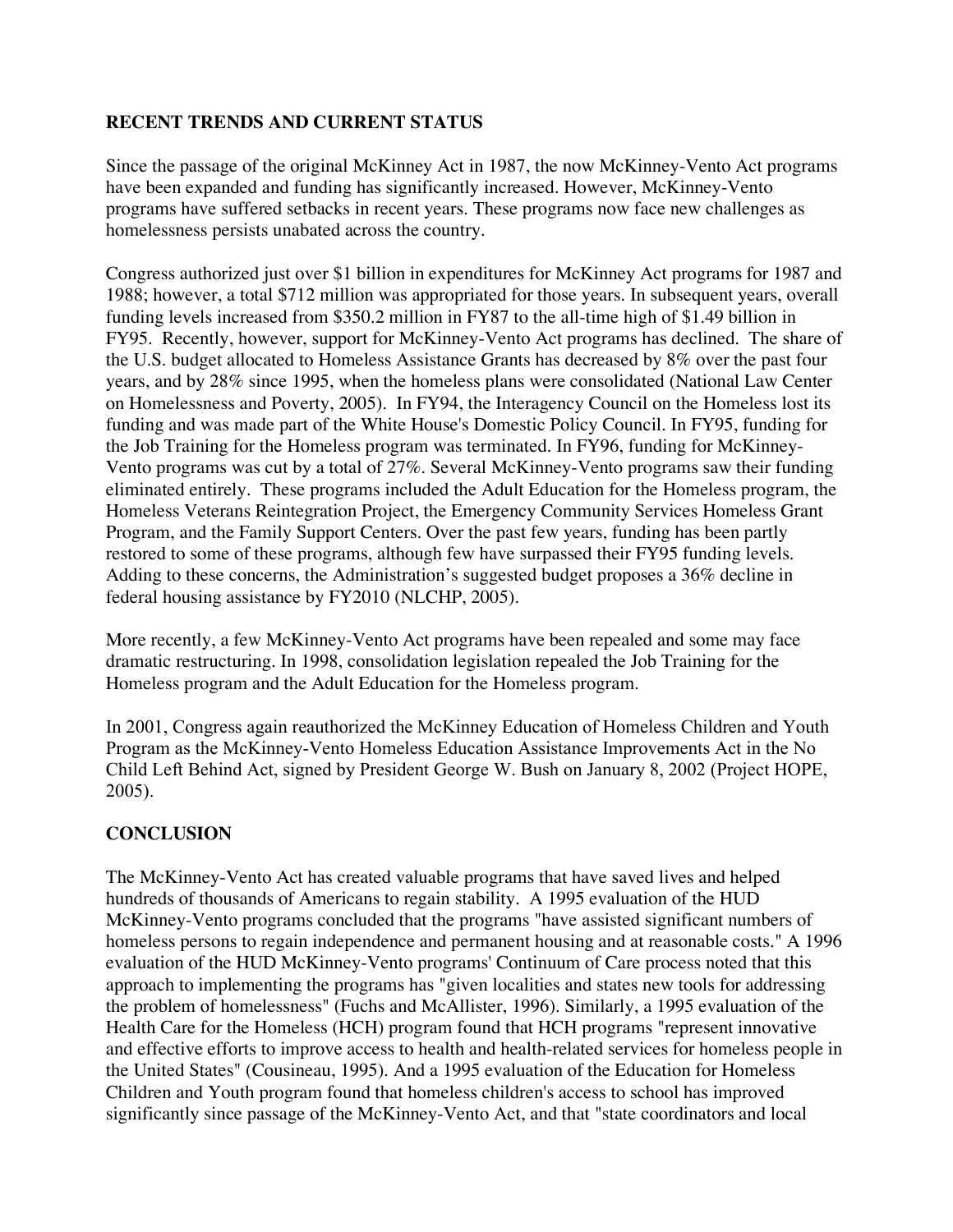## RECENT TRENDS AND CURRENT STATUS

Since the passage of the original McKinney Act in 1987, the now McKinney-Vento Act programs have been expanded and funding has significantly increased. However, McKinney-Vento programs have suffered setbacks in recent years. These programs now face new challenges as homelessness persists unabated across the country.

Congress authorized just over $1 billion in expenditures for McKinney Act programs for 1987 and 1988; however, a total $712 million was appropriated for those years. In subsequent years, overall funding levels increased from $350.2 million in FY87 to the all-time high of $1.49 billion in FY95. Recently, however, support for McKinney-Vento Act programs has declined. The share of the U.S. budget allocated to Homeless Assistance Grants has decreased by 8% over the past four years, and by 28% since 1995, when the homeless plans were consolidated (National Law Center on Homelessness and Poverty, 2005). In FY94, the Interagency Council on the Homeless lost its funding and was made part of the White House's Domestic Policy Council. In FY95, funding for the Job Training for the Homeless program was terminated. In FY96, funding for McKinney-Vento programs was cut by a total of 27%. Several McKinney-Vento programs saw their funding eliminated entirely. These programs included the Adult Education for the Homeless program, the Homeless Veterans Reintegration Project, the Emergency Community Services Homeless Grant Program, and the Family Support Centers. Over the past few years, funding has been partly restored to some of these programs, although few have surpassed their FY95 funding levels. Adding to these concerns, the Administration's suggested budget proposes a 36% decline in federal housing assistance by FY2010 (NLCHP, 2005).

More recently, a few McKinney-Vento Act programs have been repealed and some may face dramatic restructuring. In 1998, consolidation legislation repealed the Job Training for the Homeless program and the Adult Education for the Homeless program.

In 2001, Congress again reauthorized the McKinney Education of Homeless Children and Youth Program as the McKinney-Vento Homeless Education Assistance Improvements Act in the No Child Left Behind Act, signed by President George W. Bush on January 8, 2002 (Project HOPE, 2005).

## CONCLUSION

The McKinney-Vento Act has created valuable programs that have saved lives and helped hundreds of thousands of Americans to regain stability. A 1995 evaluation of the HUD McKinney-Vento programs concluded that the programs "have assisted significant numbers of homeless persons to regain independence and permanent housing and at reasonable costs." A 1996 evaluation of the HUD McKinney-Vento programs' Continuum of Care process noted that this approach to implementing the programs has "given localities and states new tools for addressing the problem of homelessness" (Fuchs and McAllister, 1996). Similarly, a 1995 evaluation of the Health Care for the Homeless (HCH) program found that HCH programs "represent innovative and effective efforts to improve access to health and health-related services for homeless people in the United States" (Cousineau, 1995). And a 1995 evaluation of the Education for Homeless Children and Youth program found that homeless children's access to school has improved significantly since passage of the McKinney-Vento Act, and that "state coordinators and local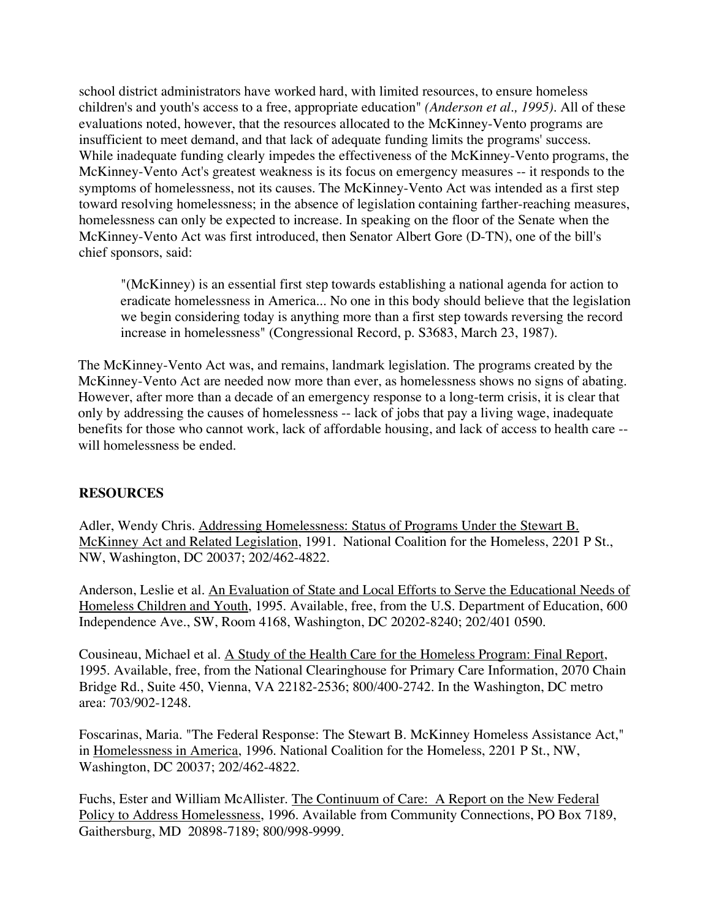school district administrators have worked hard, with limited resources, to ensure homeless children's and youth's access to a free, appropriate education" *(Anderson et al., 1995)*. All of these evaluations noted, however, that the resources allocated to the McKinney-Vento programs are insufficient to meet demand, and that lack of adequate funding limits the programs' success. While inadequate funding clearly impedes the effectiveness of the McKinney-Vento programs, the McKinney-Vento Act's greatest weakness is its focus on emergency measures -- it responds to the symptoms of homelessness, not its causes. The McKinney-Vento Act was intended as a first step toward resolving homelessness; in the absence of legislation containing farther-reaching measures, homelessness can only be expected to increase. In speaking on the floor of the Senate when the McKinney-Vento Act was first introduced, then Senator Albert Gore (D-TN), one of the bill's chief sponsors, said:

> "(McKinney) is an essential first step towards establishing a national agenda for action to eradicate homelessness in America... No one in this body should believe that the legislation we begin considering today is anything more than a first step towards reversing the record increase in homelessness" (Congressional Record, p. S3683, March 23, 1987).

The McKinney-Vento Act was, and remains, landmark legislation. The programs created by the McKinney-Vento Act are needed now more than ever, as homelessness shows no signs of abating. However, after more than a decade of an emergency response to a long-term crisis, it is clear that only by addressing the causes of homelessness -- lack of jobs that pay a living wage, inadequate benefits for those who cannot work, lack of affordable housing, and lack of access to health care -- will homelessness be ended.

## RESOURCES

Adler, Wendy Chris. Addressing Homelessness: Status of Programs Under the Stewart B. McKinney Act and Related Legislation, 1991. National Coalition for the Homeless, 2201 P St., NW, Washington, DC 20037; 202/462-4822.

Anderson, Leslie et al. An Evaluation of State and Local Efforts to Serve the Educational Needs of Homeless Children and Youth, 1995. Available, free, from the U.S. Department of Education, 600 Independence Ave., SW, Room 4168, Washington, DC 20202-8240; 202/401 0590.

Cousineau, Michael et al. A Study of the Health Care for the Homeless Program: Final Report, 1995. Available, free, from the National Clearinghouse for Primary Care Information, 2070 Chain Bridge Rd., Suite 450, Vienna, VA 22182-2536; 800/400-2742. In the Washington, DC metro area: 703/902-1248.

Foscarinas, Maria. "The Federal Response: The Stewart B. McKinney Homeless Assistance Act," in Homelessness in America, 1996. National Coalition for the Homeless, 2201 P St., NW, Washington, DC 20037; 202/462-4822.

Fuchs, Ester and William McAllister. The Continuum of Care: A Report on the New Federal Policy to Address Homelessness, 1996. Available from Community Connections, PO Box 7189, Gaithersburg, MD 20898-7189; 800/998-9999.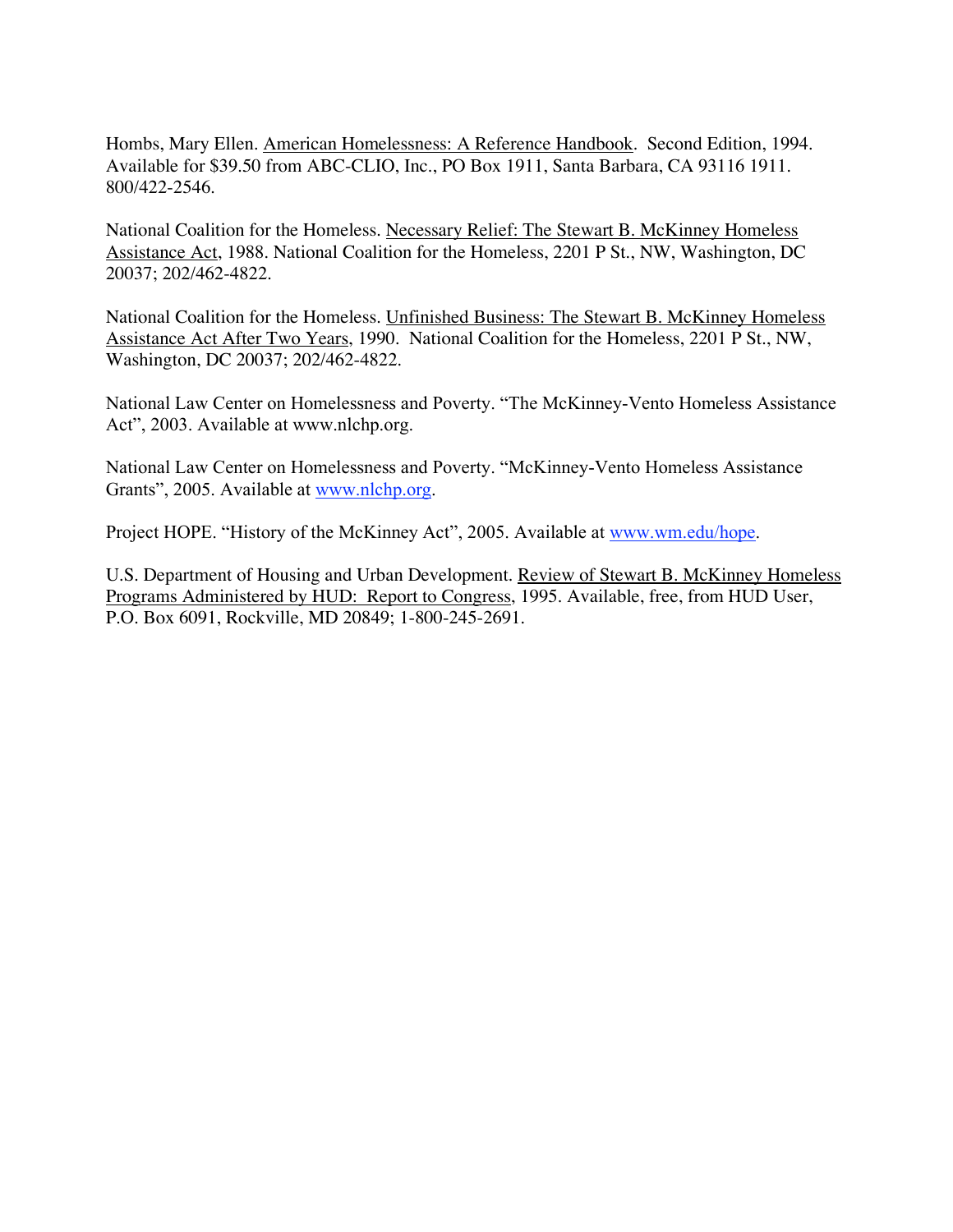Hombs, Mary Ellen. American Homelessness: A Reference Handbook. Second Edition, 1994. Available for $39.50 from ABC-CLIO, Inc., PO Box 1911, Santa Barbara, CA 93116 1911. 800/422-2546.

National Coalition for the Homeless. Necessary Relief: The Stewart B. McKinney Homeless Assistance Act, 1988. National Coalition for the Homeless, 2201 P St., NW, Washington, DC 20037; 202/462-4822.

National Coalition for the Homeless. Unfinished Business: The Stewart B. McKinney Homeless Assistance Act After Two Years, 1990. National Coalition for the Homeless, 2201 P St., NW, Washington, DC 20037; 202/462-4822.

National Law Center on Homelessness and Poverty. "The McKinney-Vento Homeless Assistance Act", 2003. Available at www.nlchp.org.

National Law Center on Homelessness and Poverty. "McKinney-Vento Homeless Assistance Grants", 2005. Available at www.nlchp.org.

Project HOPE. "History of the McKinney Act", 2005. Available at www.wm.edu/hope.

U.S. Department of Housing and Urban Development. Review of Stewart B. McKinney Homeless Programs Administered by HUD: Report to Congress, 1995. Available, free, from HUD User, P.O. Box 6091, Rockville, MD 20849; 1-800-245-2691.